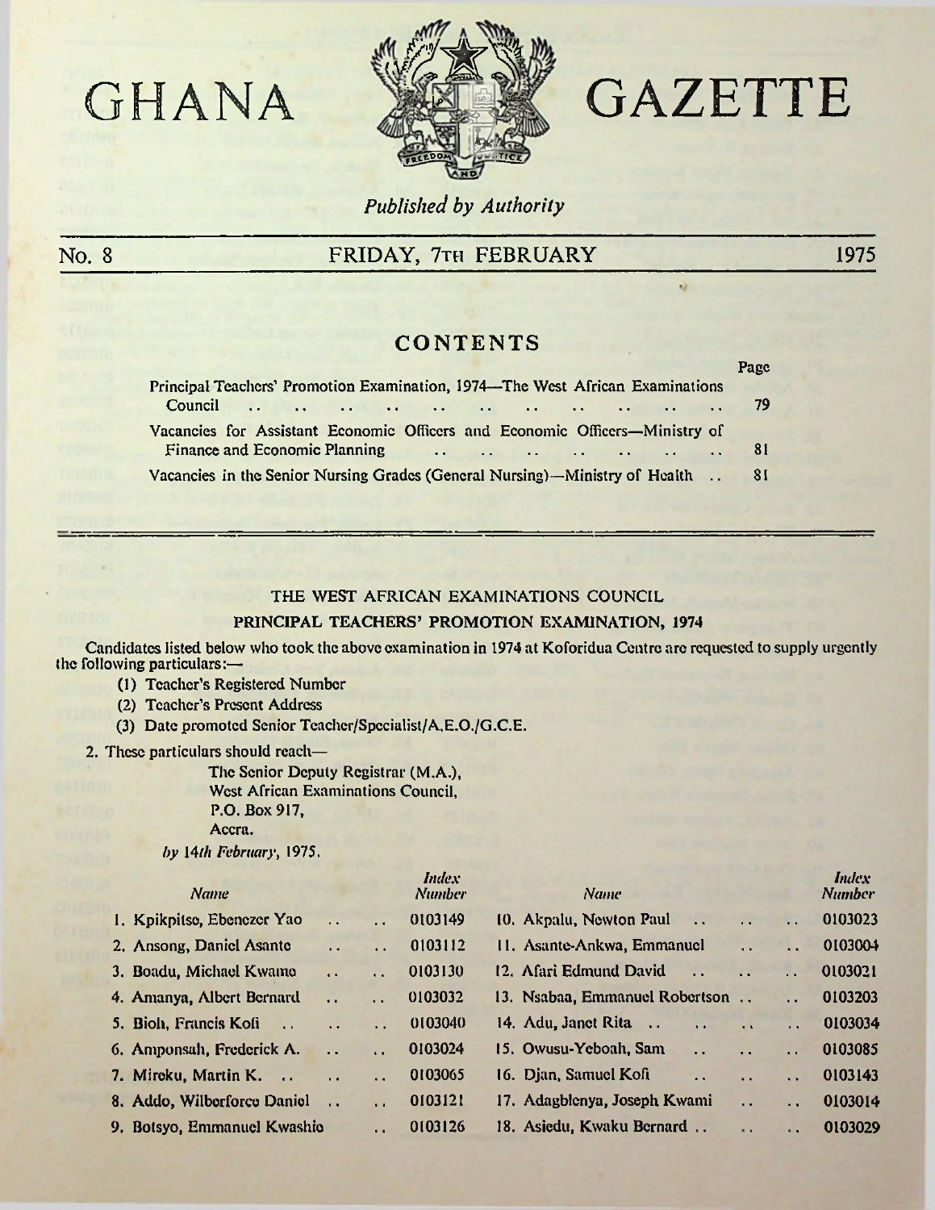# GHANA GAZETTE

*Published by Authority*

**No. 8 — FRIDAY, 7TH FEBRUARY — 1975**

## CONTENTS

| | Page |
|---|---|
| Principal Teachers' Promotion Examination, 1974—The West African Examinations Council | 79 |
| Vacancies for Assistant Economic Officers and Economic Officers—Ministry of Finance and Economic Planning | 81 |
| Vacancies in the Senior Nursing Grades (General Nursing)—Ministry of Health | 81 |

## THE WEST AFRICAN EXAMINATIONS COUNCIL

### PRINCIPAL TEACHERS' PROMOTION EXAMINATION, 1974

Candidates listed below who took the above examination in 1974 at Koforidua Centre are requested to supply urgently the following particulars:—

(1) Teacher's Registered Number

(2) Teacher's Present Address

(3) Date promoted Senior Teacher/Specialist/A.E.O./G.C.E.

2. These particulars should reach—

The Senior Deputy Registrar (M.A.),
West African Examinations Council,
P.O. Box 917,
Accra.

*by 14th February, 1975.*

| *Name* | *Index Number* |
|---|---|
| 1. Kpikpitse, Ebenezer Yao | 0103149 |
| 2. Ansong, Daniel Asante | 0103112 |
| 3. Boadu, Michael Kwame | 0103130 |
| 4. Amanya, Albert Bernard | 0103032 |
| 5. Bioh, Francis Kofi | 0103040 |
| 6. Amponsah, Frederick A. | 0103024 |
| 7. Mireku, Martin K. | 0103065 |
| 8. Addo, Wilberforce Daniel | 0103121 |
| 9. Botsyo, Emmanuel Kwashie | 0103126 |
| 10. Akpalu, Newton Paul | 0103023 |
| 11. Asante-Ankwa, Emmanuel | 0103004 |
| 12. Afari Edmund David | 0103021 |
| 13. Nsabaa, Emmanuel Robertson | 0103203 |
| 14. Adu, Janet Rita | 0103034 |
| 15. Owusu-Yeboah, Sam | 0103085 |
| 16. Djan, Samuel Kofi | 0103143 |
| 17. Adagblenya, Joseph Kwami | 0103014 |
| 18. Asiedu, Kwaku Bernard | 0103029 |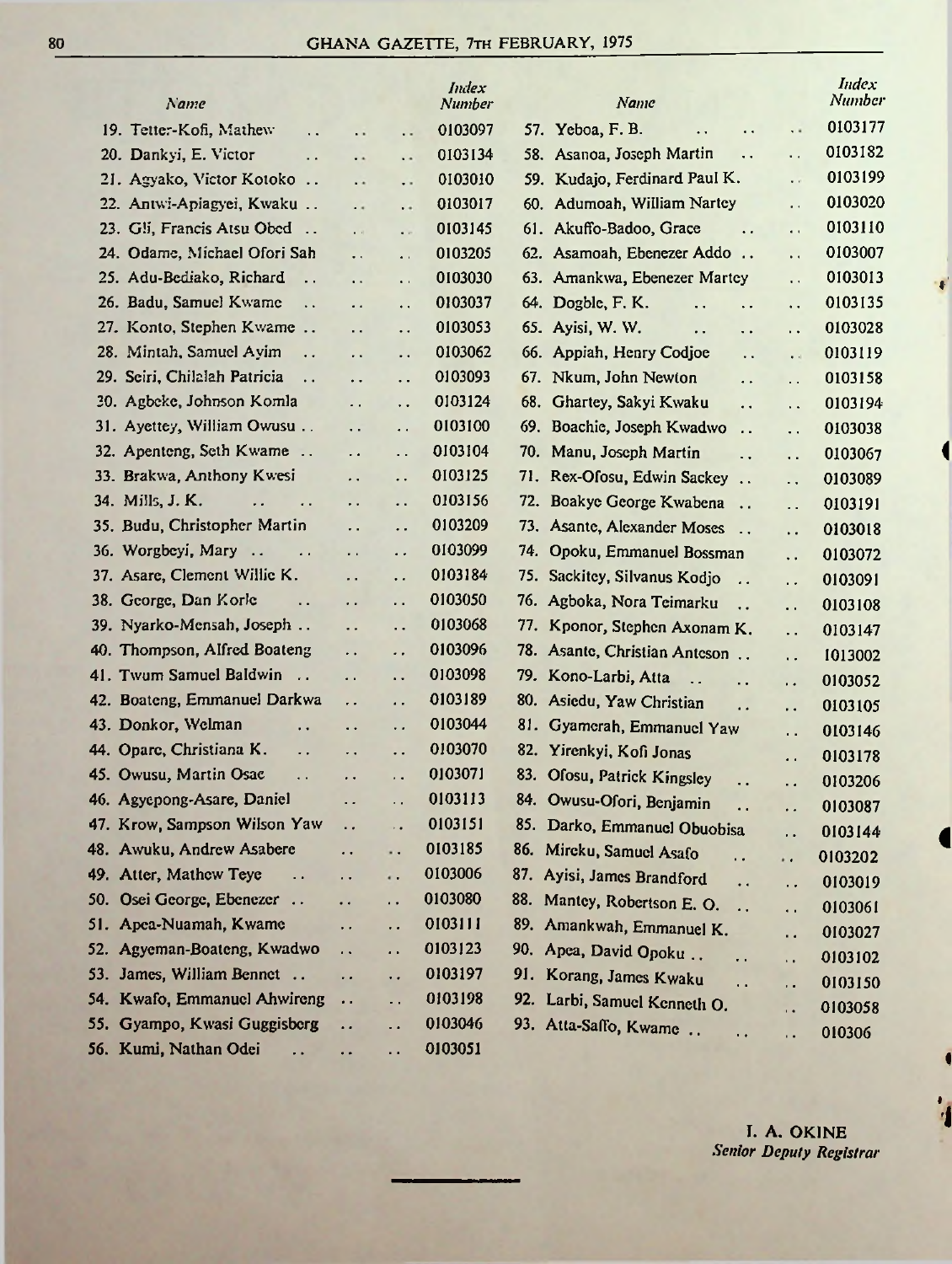| Name | Index Number |
|---|---|
| 19. Tetter-Kofi, Mathew | 0103097 |
| 20. Dankyi, E. Victor | 0103134 |
| 21. Agyako, Victor Kotoko | 0103010 |
| 22. Antwi-Apiagyei, Kwaku | 0103017 |
| 23. Gli, Francis Atsu Obed | 0103145 |
| 24. Odame, Michael Ofori Sah | 0103205 |
| 25. Adu-Bediako, Richard | 0103030 |
| 26. Badu, Samuel Kwame | 0103037 |
| 27. Konto, Stephen Kwame | 0103053 |
| 28. Mintah, Samuel Ayim | 0103062 |
| 29. Seiri, Chilalah Patricia | 0103093 |
| 30. Agbeke, Johnson Komla | 0103124 |
| 31. Ayettey, William Owusu | 0103100 |
| 32. Apenteng, Seth Kwame | 0103104 |
| 33. Brakwa, Anthony Kwesi | 0103125 |
| 34. Mills, J. K. | 0103156 |
| 35. Budu, Christopher Martin | 0103209 |
| 36. Worgbeyi, Mary | 0103099 |
| 37. Asare, Clement Willie K. | 0103184 |
| 38. George, Dan Korle | 0103050 |
| 39. Nyarko-Mensah, Joseph | 0103068 |
| 40. Thompson, Alfred Boateng | 0103096 |
| 41. Twum Samuel Baldwin | 0103098 |
| 42. Boateng, Emmanuel Darkwa | 0103189 |
| 43. Donkor, Welman | 0103044 |
| 44. Opare, Christiana K. | 0103070 |
| 45. Owusu, Martin Osae | 0103071 |
| 46. Agyepong-Asare, Daniel | 0103113 |
| 47. Krow, Sampson Wilson Yaw | 0103151 |
| 48. Awuku, Andrew Asabere | 0103185 |
| 49. Atter, Mathew Teye | 0103006 |
| 50. Osei George, Ebenezer | 0103080 |
| 51. Apea-Nuamah, Kwame | 0103111 |
| 52. Agyeman-Boateng, Kwadwo | 0103123 |
| 53. James, William Bennet | 0103197 |
| 54. Kwafo, Emmanuel Ahwireng | 0103198 |
| 55. Gyampo, Kwasi Guggisberg | 0103046 |
| 56. Kumi, Nathan Odei | 0103051 |
| 57. Yeboa, F. B. | 0103177 |
| 58. Asanoa, Joseph Martin | 0103182 |
| 59. Kudajo, Ferdinard Paul K. | 0103199 |
| 60. Adumoah, William Nartey | 0103020 |
| 61. Akuffo-Badoo, Grace | 0103110 |
| 62. Asamoah, Ebenezer Addo | 0103007 |
| 63. Amankwa, Ebenezer Martey | 0103013 |
| 64. Dogble, F. K. | 0103135 |
| 65. Ayisi, W. W. | 0103028 |
| 66. Appiah, Henry Codjoe | 0103119 |
| 67. Nkum, John Newton | 0103158 |
| 68. Ghartey, Sakyi Kwaku | 0103194 |
| 69. Boachie, Joseph Kwadwo | 0103038 |
| 70. Manu, Joseph Martin | 0103067 |
| 71. Rex-Ofosu, Edwin Sackey | 0103089 |
| 72. Boakye George Kwabena | 0103191 |
| 73. Asante, Alexander Moses | 0103018 |
| 74. Opoku, Emmanuel Bossman | 0103072 |
| 75. Sackitey, Silvanus Kodjo | 0103091 |
| 76. Agboka, Nora Teimarku | 0103108 |
| 77. Kponor, Stephen Axonam K. | 0103147 |
| 78. Asante, Christian Anteson | 1013002 |
| 79. Kono-Larbi, Atta | 0103052 |
| 80. Asiedu, Yaw Christian | 0103105 |
| 81. Gyamerah, Emmanuel Yaw | 0103146 |
| 82. Yirenkyi, Kofi Jonas | 0103178 |
| 83. Ofosu, Patrick Kingsley | 0103206 |
| 84. Owusu-Ofori, Benjamin | 0103087 |
| 85. Darko, Emmanuel Obuobisa | 0103144 |
| 86. Mireku, Samuel Asafo | 0103202 |
| 87. Ayisi, James Brandford | 0103019 |
| 88. Mantey, Robertson E. O. | 0103061 |
| 89. Amankwah, Emmanuel K. | 0103027 |
| 90. Apea, David Opoku | 0103102 |
| 91. Korang, James Kwaku | 0103150 |
| 92. Larbi, Samuel Kenneth O. | 0103058 |
| 93. Atta-Saffo, Kwame | 010306 |

I. A. OKINE
*Senior Deputy Registrar*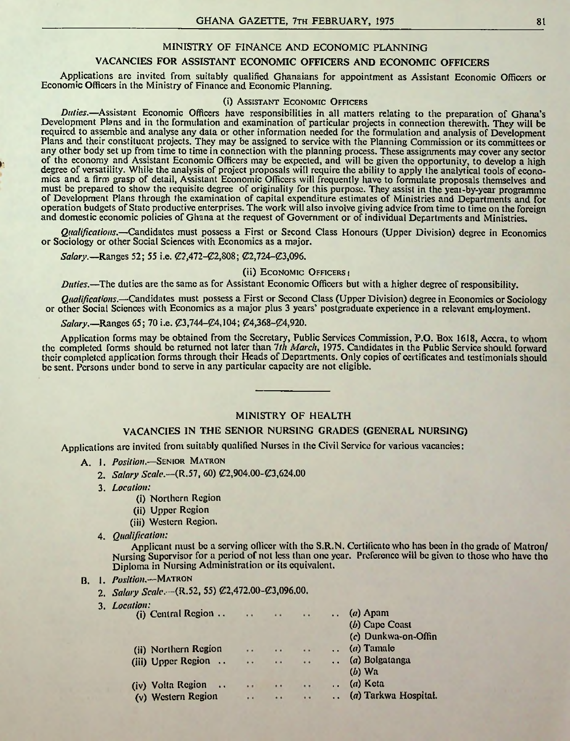## MINISTRY OF FINANCE AND ECONOMIC PLANNING

### VACANCIES FOR ASSISTANT ECONOMIC OFFICERS AND ECONOMIC OFFICERS

Applications are invited from suitably qualified Ghanaians for appointment as Assistant Economic Officers or Economic Officers in the Ministry of Finance and Economic Planning.

(i) ASSISTANT ECONOMIC OFFICERS

*Duties.*—Assistant Economic Officers have responsibilities in all matters relating to the preparation of Ghana's Development Plans and in the formulation and examination of particular projects in connection therewith. They will be required to assemble and analyse any data or other information needed for the formulation and analysis of Development Plans and their constituent projects. They may be assigned to service with the Planning Commission or its committees or any other body set up from time to time in connection with the planning process. These assignments may cover any sector of the economy and Assistant Economic Officers may be expected, and will be given the opportunity, to develop a high degree of versatility. While the analysis of project proposals will require the ability to apply the analytical tools of economics and a firm grasp of detail, Assistant Economic Officers will frequently have to formulate proposals themselves and must be prepared to show the requisite degree of originality for this purpose. They assist in the year-by-year programme of Development Plans through the examination of capital expenditure estimates of Ministries and Departments and for operation budgets of State productive enterprises. The work will also involve giving advice from time to time on the foreign and domestic economic policies of Ghana at the request of Government or of individual Departments and Ministries.

*Qualifications.*—Candidates must possess a First or Second Class Honours (Upper Division) degree in Economics or Sociology or other Social Sciences with Economics as a major.

*Salary.*—Ranges 52; 55 i.e. ¢2,472–¢2,808; ¢2,724–¢3,096.

(ii) ECONOMIC OFFICERS

*Duties.*—The duties are the same as for Assistant Economic Officers but with a higher degree of responsibility.

*Qualifications.*—Candidates must possess a First or Second Class (Upper Division) degree in Economics or Sociology or other Social Sciences with Economics as a major plus 3 years' postgraduate experience in a relevant employment.

*Salary.*—Ranges 65; 70 i.e. ¢3,744–¢4,104; ¢4,368–¢4,920.

Application forms may be obtained from the Secretary, Public Services Commission, P.O. Box 1618, Accra, to whom the completed forms should be returned not later than *7th March*, 1975. Candidates in the Public Service should forward their completed application forms through their Heads of Departments. Only copies of certificates and testimonials should be sent. Persons under bond to serve in any particular capacity are not eligible.

---

## MINISTRY OF HEALTH

### VACANCIES IN THE SENIOR NURSING GRADES (GENERAL NURSING)

Applications are invited from suitably qualified Nurses in the Civil Service for various vacancies:

A. 1. *Position.*—SENIOR MATRON

2. *Salary Scale.*—(R.57, 60) ¢2,904.00–¢3,624.00

3. *Location:*

   (i) Northern Region

   (ii) Upper Region

   (iii) Western Region.

4. *Qualification:*

   Applicant must be a serving officer with the S.R.N. Certificate who has been in the grade of Matron/Nursing Supervisor for a period of not less than one year. Preference will be given to those who have the Diploma in Nursing Administration or its equivalent.

B. 1. *Position.*—MATRON

2. *Salary Scale.*—(R.52, 55) ¢2,472.00–¢3,096.00.

3. *Location:*

   (i) Central Region .. .. .. .. .. (*a*) Apam
   (*b*) Cape Coast
   (*c*) Dunkwa-on-Offin

   (ii) Northern Region .. .. .. .. (*a*) Tamale

   (iii) Upper Region .. .. .. .. .. (*a*) Bolgatanga
   (*b*) Wa

   (iv) Volta Region .. .. .. .. .. (*a*) Keta

   (v) Western Region .. .. .. .. (*a*) Tarkwa Hospital.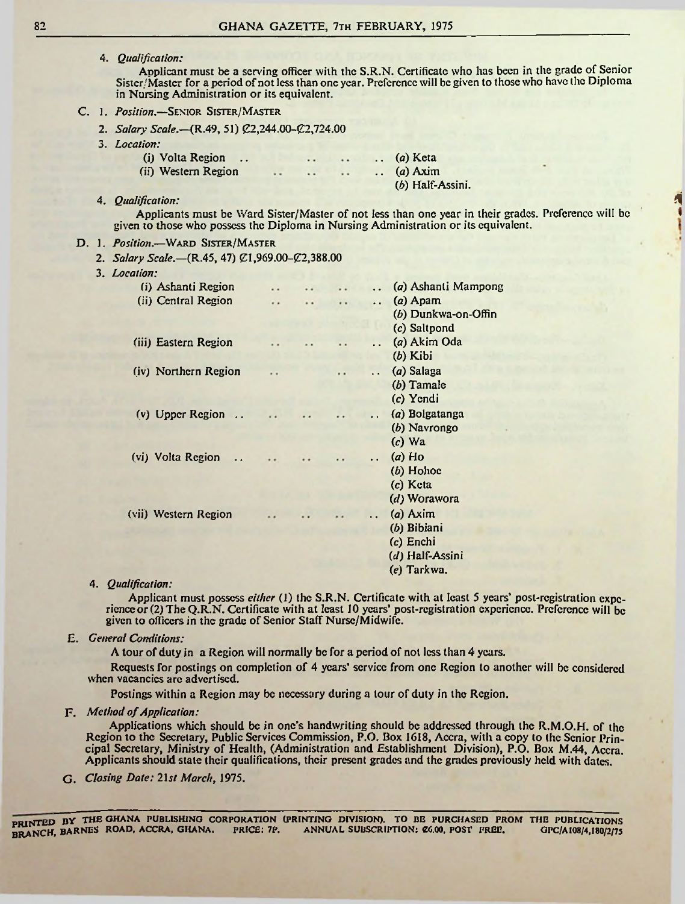4. *Qualification:*

Applicant must be a serving officer with the S.R.N. Certificate who has been in the grade of Senior Sister/Master for a period of not less than one year. Preference will be given to those who have the Diploma in Nursing Administration or its equivalent.

C. 1. *Position.*—SENIOR SISTER/MASTER

2. *Salary Scale.*—(R.49, 51) ₵2,244.00–₵2,724.00

3. *Location:*

| | |
|---|---|
| (i) Volta Region | (a) Keta |
| (ii) Western Region | (a) Axim |
| | (b) Half-Assini. |

4. *Qualification:*

Applicants must be Ward Sister/Master of not less than one year in their grades. Preference will be given to those who possess the Diploma in Nursing Administration or its equivalent.

D. 1. *Position.*—WARD SISTER/MASTER

2. *Salary Scale.*—(R.45, 47) ₵1,969.00–₵2,388.00

3. *Location:*

| | |
|---|---|
| (i) Ashanti Region | (a) Ashanti Mampong |
| (ii) Central Region | (a) Apam |
| | (b) Dunkwa-on-Offin |
| | (c) Saltpond |
| (iii) Eastern Region | (a) Akim Oda |
| | (b) Kibi |
| (iv) Northern Region | (a) Salaga |
| | (b) Tamale |
| | (c) Yendi |
| (v) Upper Region | (a) Bolgatanga |
| | (b) Navrongo |
| | (c) Wa |
| (vi) Volta Region | (a) Ho |
| | (b) Hohoe |
| | (c) Keta |
| | (d) Worawora |
| (vii) Western Region | (a) Axim |
| | (b) Bibiani |
| | (c) Enchi |
| | (d) Half-Assini |
| | (e) Tarkwa. |

4. *Qualification:*

Applicant must possess *either* (1) the S.R.N. Certificate with at least 5 years' post-registration experience or (2) The Q.R.N. Certificate with at least 10 years' post-registration experience. Preference will be given to officers in the grade of Senior Staff Nurse/Midwife.

E. *General Conditions:*

A tour of duty in a Region will normally be for a period of not less than 4 years.

Requests for postings on completion of 4 years' service from one Region to another will be considered when vacancies are advertised.

Postings within a Region may be necessary during a tour of duty in the Region.

F. *Method of Application:*

Applications which should be in one's handwriting should be addressed through the R.M.O.H. of the Region to the Secretary, Public Services Commission, P.O. Box 1618, Accra, with a copy to the Senior Principal Secretary, Ministry of Health, (Administration and Establishment Division), P.O. Box M.44, Accra. Applicants should state their qualifications, their present grades and the grades previously held with dates.

G. *Closing Date:* 21*st March*, 1975.

PRINTED BY THE GHANA PUBLISHING CORPORATION (PRINTING DIVISION). TO BE PURCHASED FROM THE PUBLICATIONS BRANCH, BARNES ROAD, ACCRA, GHANA. PRICE: 7P. ANNUAL SUBSCRIPTION: ₵6.00, POST FREE. GPC/A108/4,180/2/75